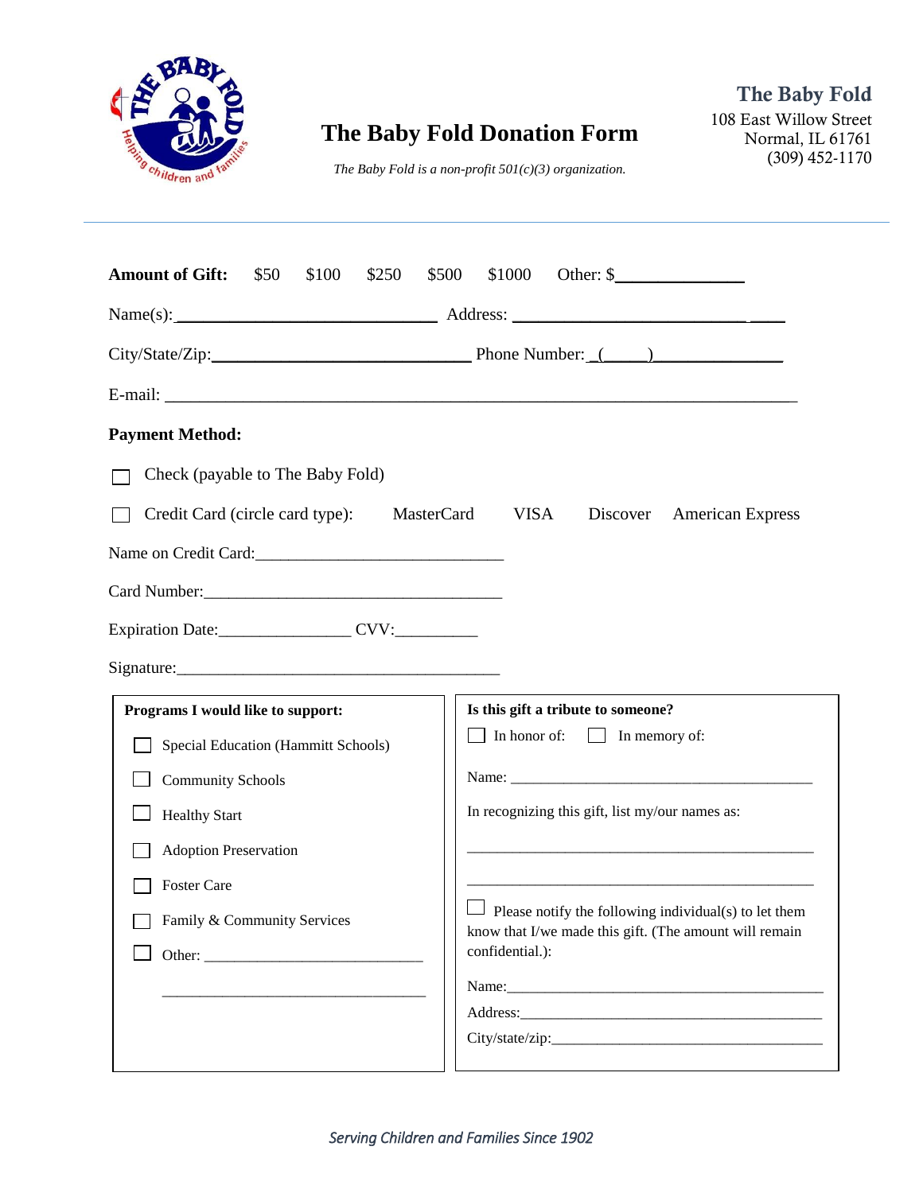# The Baby Fold Donation Form

*The Baby Fold is a non-profit 501(c)(3) organization.*

**The Baby Fold**
108 East Willow Street
Normal, IL 61761
(309) 452-1170

---

**Amount of Gift:** $50 $100 $250 $500 $1000 Other: $______________

Name(s):_______________________________ Address: ______________________________

City/State/Zip:______________________________ Phone Number: (_____)_______________

E-mail: ___________________________________________________________________________

**Payment Method:**

☐ Check (payable to The Baby Fold)

☐ Credit Card (circle card type): MasterCard VISA Discover American Express

Name on Credit Card:_____________________________

Card Number:___________________________________

Expiration Date:_______________ CVV:_________

Signature:_____________________________________

**Programs I would like to support:**

☐ Special Education (Hammitt Schools)

☐ Community Schools

☐ Healthy Start

☐ Adoption Preservation

☐ Foster Care

☐ Family & Community Services

☐ Other: ___________________________

_________________________________

**Is this gift a tribute to someone?**

☐ In honor of: ☐ In memory of:

Name: ________________________________________

In recognizing this gift, list my/our names as:

______________________________________________

______________________________________________

☐ Please notify the following individual(s) to let them know that I/we made this gift. (The amount will remain confidential.):

Name:_____________________________________________

Address:___________________________________________

City/state/zip:_____________________________________

*Serving Children and Families Since 1902*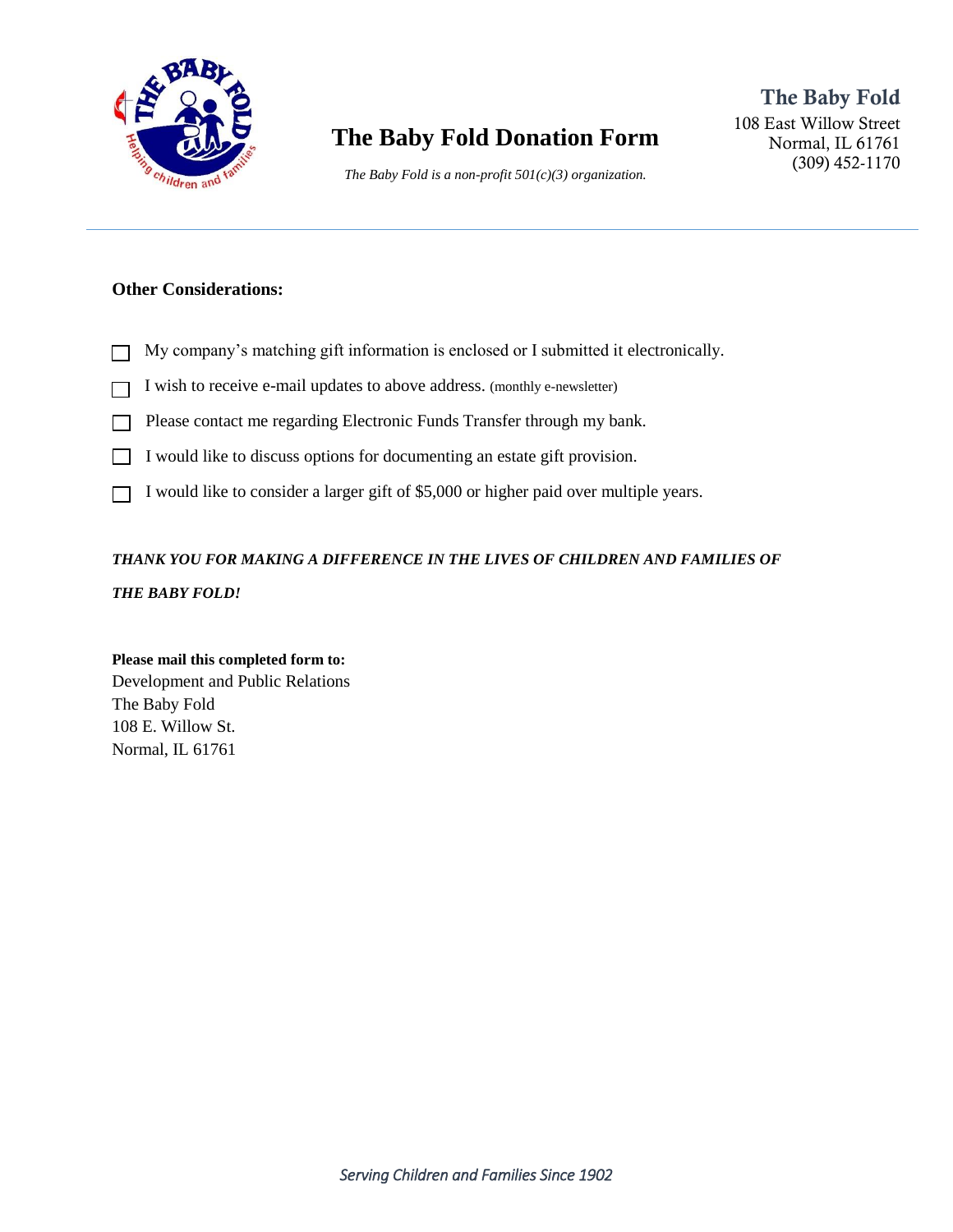# The Baby Fold Donation Form

*The Baby Fold is a non-profit 501(c)(3) organization.*

**The Baby Fold**
108 East Willow Street
Normal, IL 61761
(309) 452-1170

---

**Other Considerations:**

- ☐ My company's matching gift information is enclosed or I submitted it electronically.
- ☐ I wish to receive e-mail updates to above address. (monthly e-newsletter)
- ☐ Please contact me regarding Electronic Funds Transfer through my bank.
- ☐ I would like to discuss options for documenting an estate gift provision.
- ☐ I would like to consider a larger gift of $5,000 or higher paid over multiple years.

***THANK YOU FOR MAKING A DIFFERENCE IN THE LIVES OF CHILDREN AND FAMILIES OF THE BABY FOLD!***

**Please mail this completed form to:**
Development and Public Relations
The Baby Fold
108 E. Willow St.
Normal, IL 61761

*Serving Children and Families Since 1902*